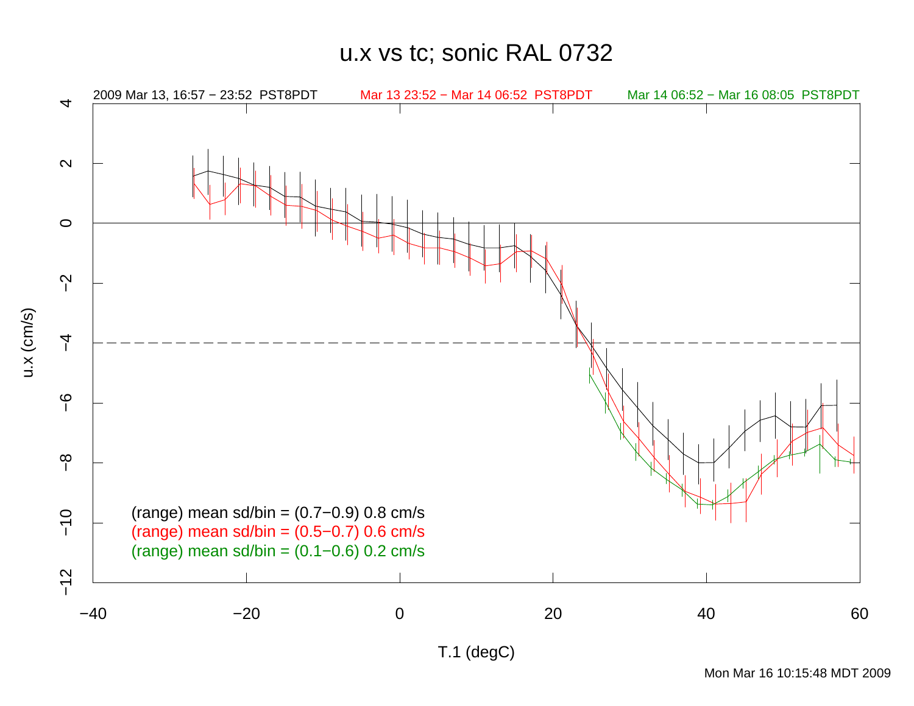# u.x vs tc; sonic RAL 0732

2009 Mar 13, 16:57 − 23:52 PST8PDT

Mar 13 23:52 − Mar 14 06:52 PST8PDT

Mar 14 06:52 − Mar 16 08:05 PST8PDT

u.x (cm/s)

T.1 (degC)

(range) mean sd/bin = (0.7−0.9) 0.8 cm/s

(range) mean sd/bin = (0.5−0.7) 0.6 cm/s

(range) mean sd/bin = (0.1−0.6) 0.2 cm/s

Mon Mar 16 10:15:48 MDT 2009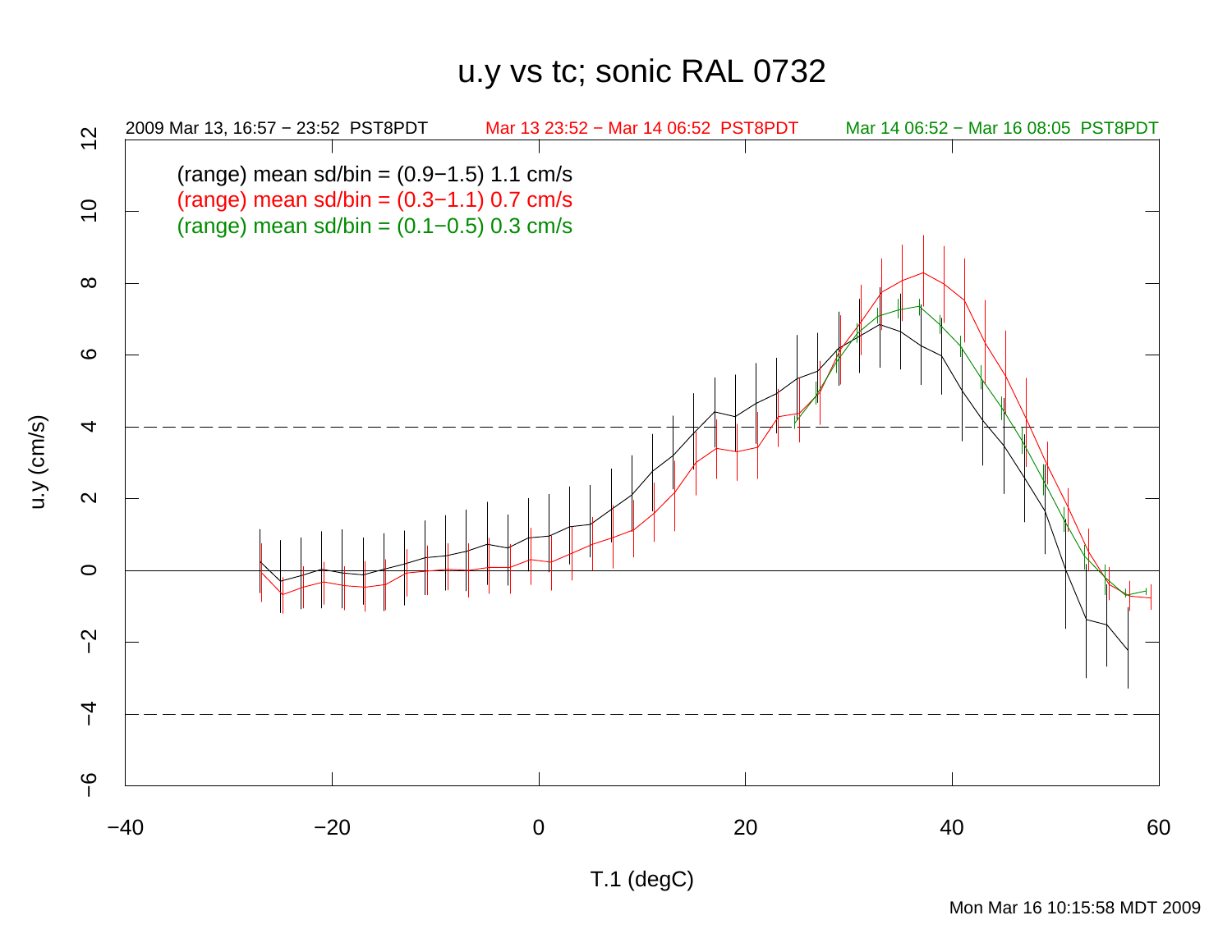# u.y vs tc; sonic RAL 0732

2009 Mar 13, 16:57 − 23:52 PST8PDT

Mar 13 23:52 − Mar 14 06:52 PST8PDT

Mar 14 06:52 − Mar 16 08:05 PST8PDT

(range) mean sd/bin = (0.9−1.5) 1.1 cm/s

(range) mean sd/bin = (0.3−1.1) 0.7 cm/s

(range) mean sd/bin = (0.1−0.5) 0.3 cm/s

u.y (cm/s)

T.1 (degC)

Mon Mar 16 10:15:58 MDT 2009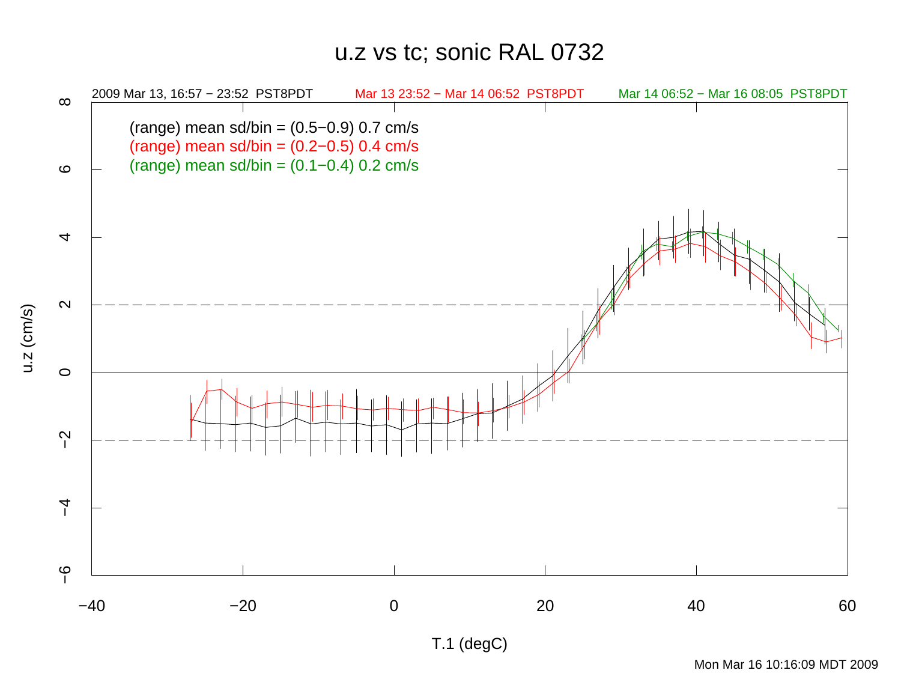# u.z vs tc; sonic RAL 0732

2009 Mar 13, 16:57 − 23:52 PST8PDT

Mar 13 23:52 − Mar 14 06:52 PST8PDT

Mar 14 06:52 − Mar 16 08:05 PST8PDT

(range) mean sd/bin = (0.5−0.9) 0.7 cm/s

(range) mean sd/bin = (0.2−0.5) 0.4 cm/s

(range) mean sd/bin = (0.1−0.4) 0.2 cm/s

u.z (cm/s)

8

6

4

2

0

−2

−4

−6

−40

−20

0

20

40

60

T.1 (degC)

Mon Mar 16 10:16:09 MDT 2009